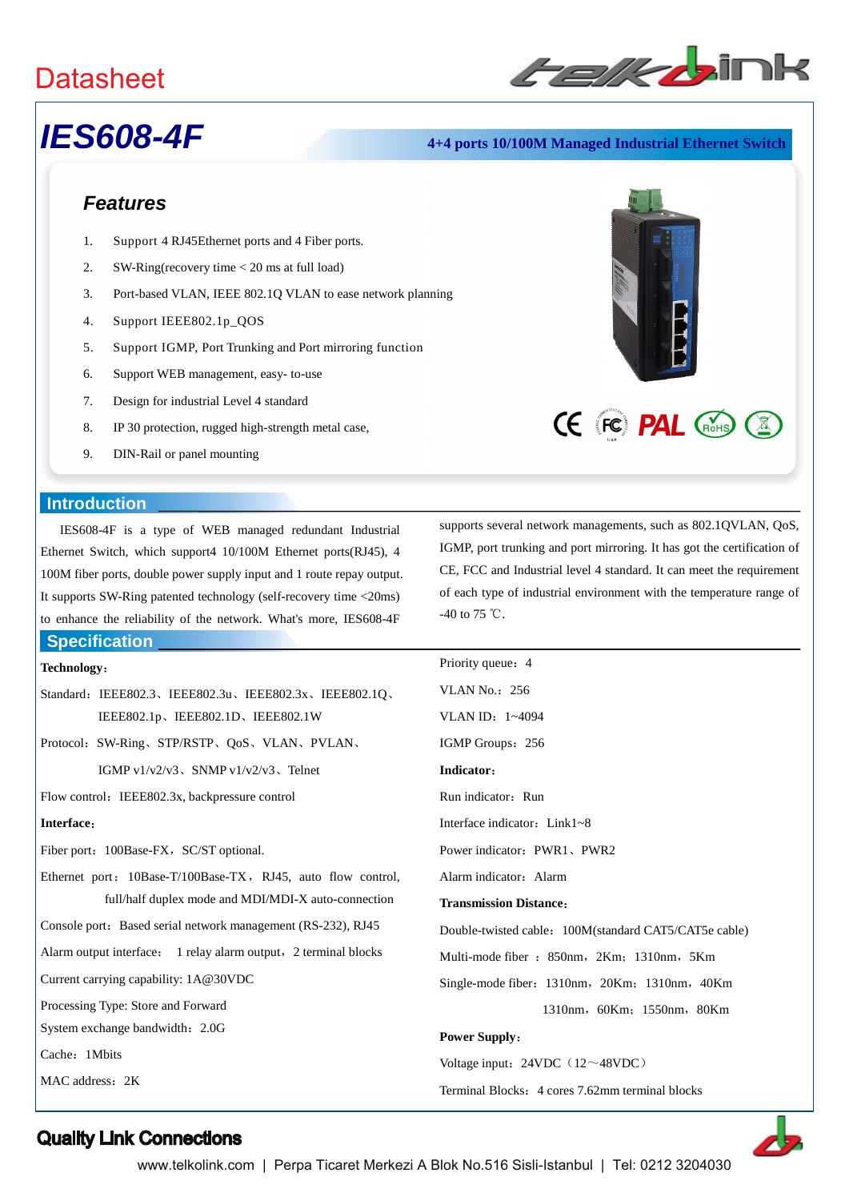Datasheet

# IES608-4F

**4+4 ports 10/100M Managed Industrial Ethernet Switch**

## Features

1. Support 4 RJ45Ethernet ports and 4 Fiber ports.
2. SW-Ring(recovery time < 20 ms at full load)
3. Port-based VLAN, IEEE 802.1Q VLAN to ease network planning
4. Support IEEE802.1p_QOS
5. Support IGMP, Port Trunking and Port mirroring function
6. Support WEB management, easy- to-use
7. Design for industrial Level 4 standard
8. IP 30 protection, rugged high-strength metal case,
9. DIN-Rail or panel mounting

## Introduction

IES608-4F is a type of WEB managed redundant Industrial Ethernet Switch, which support4 10/100M Ethernet ports(RJ45), 4 100M fiber ports, double power supply input and 1 route repay output. It supports SW-Ring patented technology (self-recovery time <20ms) to enhance the reliability of the network. What's more, IES608-4F supports several network managements, such as 802.1QVLAN, QoS, IGMP, port trunking and port mirroring. It has got the certification of CE, FCC and Industrial level 4 standard. It can meet the requirement of each type of industrial environment with the temperature range of -40 to 75 ℃.

## Specification

**Technology:**

Standard：IEEE802.3、IEEE802.3u、IEEE802.3x、IEEE802.1Q、IEEE802.1p、IEEE802.1D、IEEE802.1W

Protocol：SW-Ring、STP/RSTP、QoS、VLAN、PVLAN、IGMP v1/v2/v3、SNMP v1/v2/v3、Telnet

Flow control：IEEE802.3x, backpressure control

**Interface:**

Fiber port：100Base-FX，SC/ST optional.

Ethernet port：10Base-T/100Base-TX，RJ45, auto flow control, full/half duplex mode and MDI/MDI-X auto-connection

Console port：Based serial network management (RS-232), RJ45

Alarm output interface： 1 relay alarm output，2 terminal blocks

Current carrying capability: 1A@30VDC

Processing Type: Store and Forward

System exchange bandwidth：2.0G

Cache：1Mbits

MAC address：2K

Priority queue：4

VLAN No.：256

VLAN ID：1~4094

IGMP Groups：256

**Indicator:**

Run indicator：Run

Interface indicator：Link1~8

Power indicator：PWR1、PWR2

Alarm indicator：Alarm

**Transmission Distance:**

Double-twisted cable：100M(standard CAT5/CAT5e cable)

Multi-mode fiber ：850nm，2Km；1310nm，5Km

Single-mode fiber：1310nm，20Km；1310nm，40Km
1310nm，60Km；1550nm，80Km

**Power Supply:**

Voltage input：24VDC（12～48VDC）

Terminal Blocks：4 cores 7.62mm terminal blocks

**Quality Link Connections**

www.telkolink.com | Perpa Ticaret Merkezi A Blok No.516 Sisli-Istanbul | Tel: 0212 3204030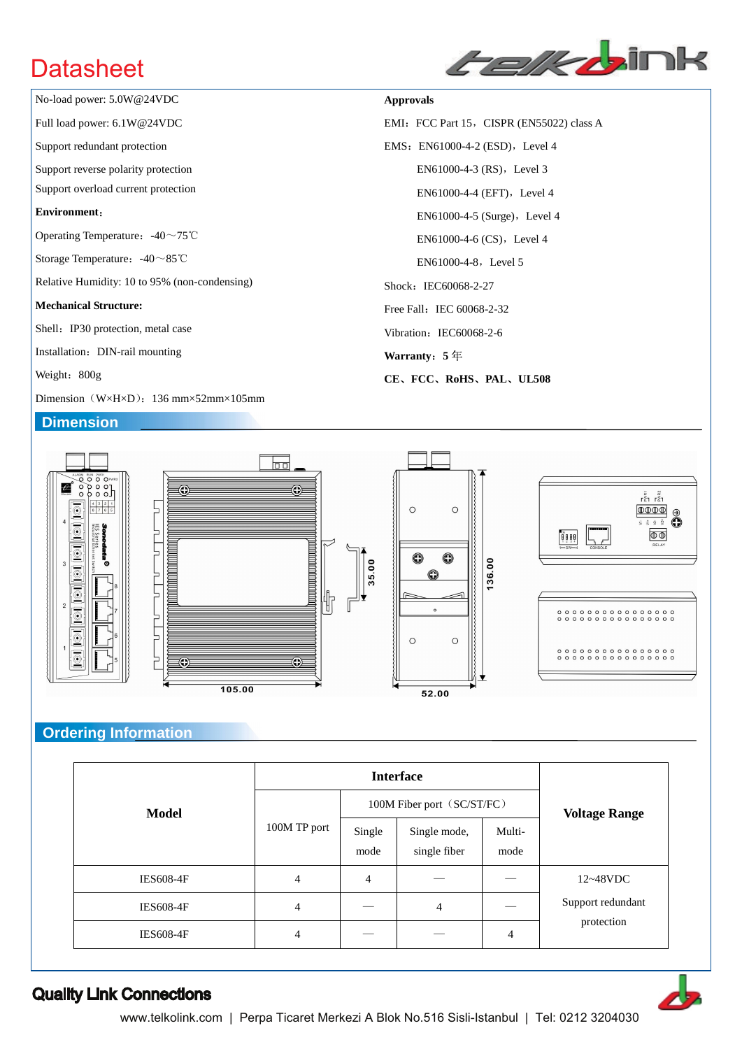# Datasheet

No-load power: 5.0W@24VDC

Full load power: 6.1W@24VDC

Support redundant protection

Support reverse polarity protection

Support overload current protection

**Environment：**

Operating Temperature：-40～75℃

Storage Temperature：-40～85℃

Relative Humidity: 10 to 95% (non-condensing)

**Mechanical Structure:**

Shell：IP30 protection, metal case

Installation：DIN-rail mounting

Weight：800g

Dimension（W×H×D）：136 mm×52mm×105mm

**Approvals**

EMI：FCC Part 15，CISPR (EN55022) class A

EMS：EN61000-4-2 (ESD)，Level 4

EN61000-4-3 (RS)，Level 3

EN61000-4-4 (EFT)，Level 4

EN61000-4-5 (Surge)，Level 4

EN61000-4-6 (CS)，Level 4

EN61000-4-8，Level 5

Shock：IEC60068-2-27

Free Fall：IEC 60068-2-32

Vibration：IEC60068-2-6

**Warranty：5 年**

**CE、FCC、RoHS、PAL、UL508**

## Dimension

35.00

136.00

105.00

52.00

## Ordering Information

| Model | Interface | | | | Voltage Range |
|---|---|---|---|---|---|
| | 100M TP port | 100M Fiber port（SC/ST/FC） | | | |
| | | Single mode | Single mode, single fiber | Multi-mode | |
| IES608-4F | 4 | 4 | — | — | 12~48VDC Support redundant protection |
| IES608-4F | 4 | — | 4 | — | |
| IES608-4F | 4 | — | — | 4 | |

**Quality Link Connections**

www.telkolink.com | Perpa Ticaret Merkezi A Blok No.516 Sisli-Istanbul | Tel: 0212 3204030